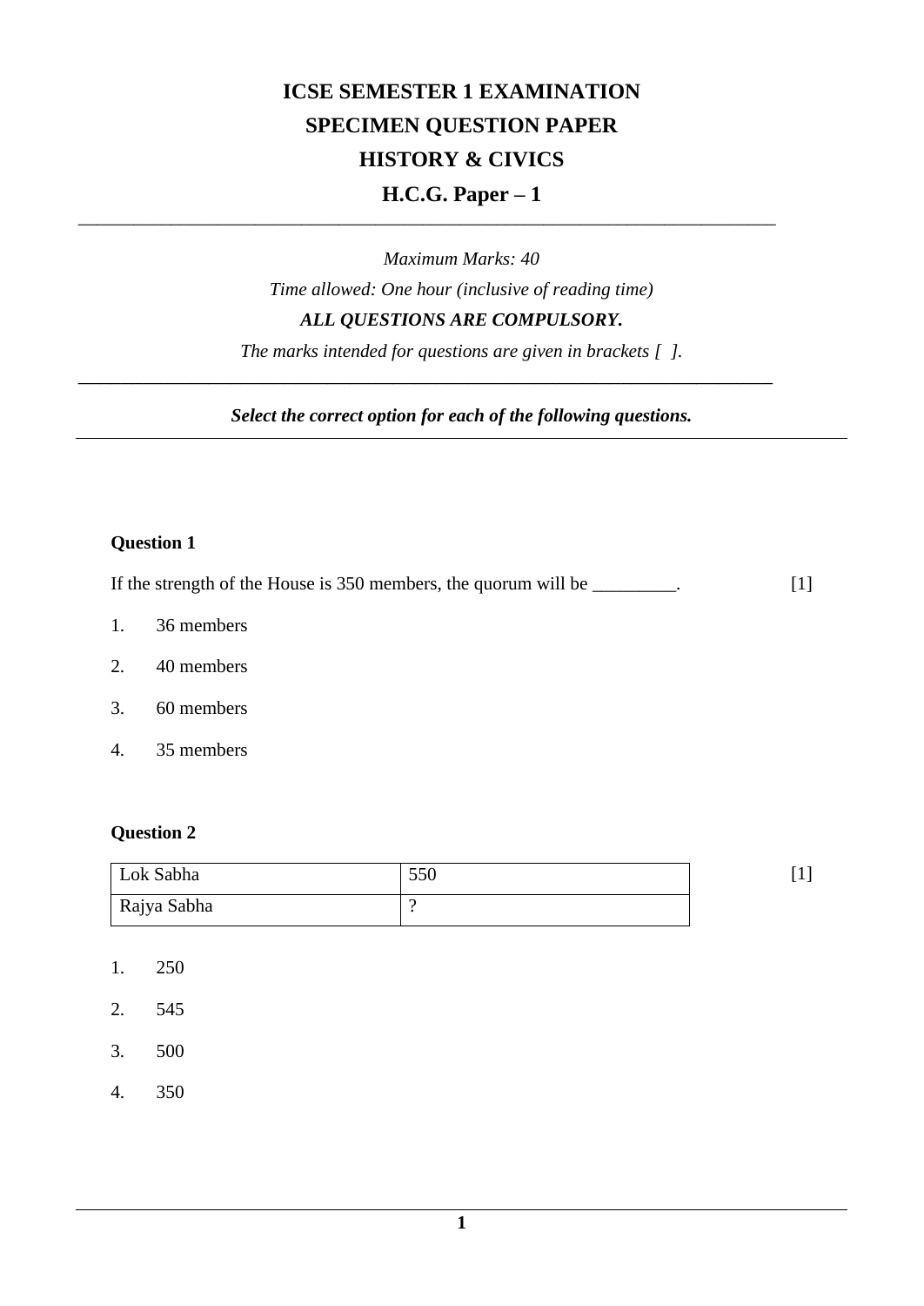# ICSE SEMESTER 1 EXAMINATION

## SPECIMEN QUESTION PAPER

## HISTORY & CIVICS

## H.C.G. Paper – 1

---

*Maximum Marks: 40*

*Time allowed: One hour (inclusive of reading time)*

***ALL QUESTIONS ARE COMPULSORY.***

*The marks intended for questions are given in brackets [ ].*

---

***Select the correct option for each of the following questions.***

---

**Question 1**

If the strength of the House is 350 members, the quorum will be _________. [1]

1. 36 members
2. 40 members
3. 60 members
4. 35 members

**Question 2**

[1]

| Lok Sabha | 550 |
|---|---|
| Rajya Sabha | ? |

1. 250
2. 545
3. 500
4. 350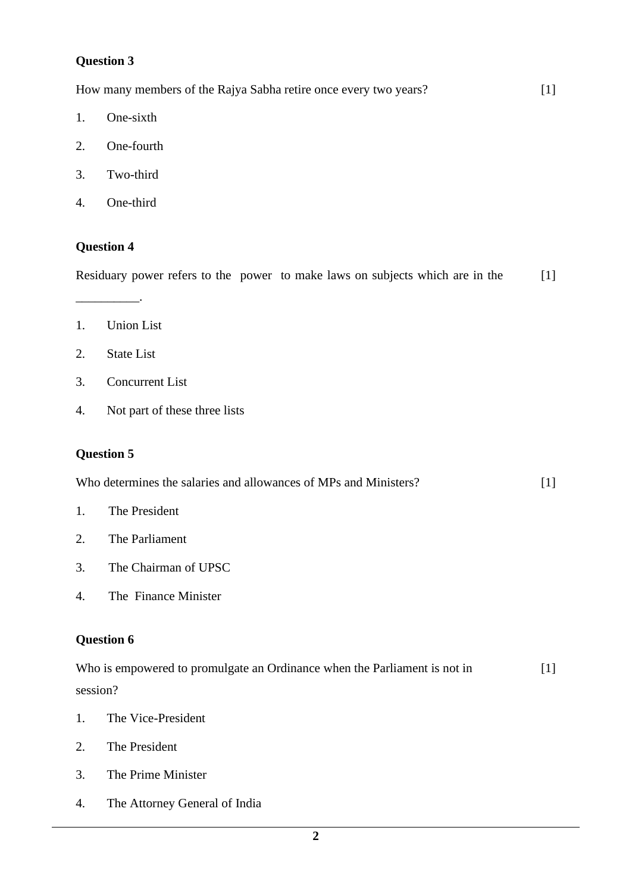**Question 3**

How many members of the Rajya Sabha retire once every two years? [1]

1. One-sixth
2. One-fourth
3. Two-third
4. One-third

**Question 4**

Residuary power refers to the power to make laws on subjects which are in the __________. [1]

1. Union List
2. State List
3. Concurrent List
4. Not part of these three lists

**Question 5**

Who determines the salaries and allowances of MPs and Ministers? [1]

1. The President
2. The Parliament
3. The Chairman of UPSC
4. The Finance Minister

**Question 6**

Who is empowered to promulgate an Ordinance when the Parliament is not in session? [1]

1. The Vice-President
2. The President
3. The Prime Minister
4. The Attorney General of India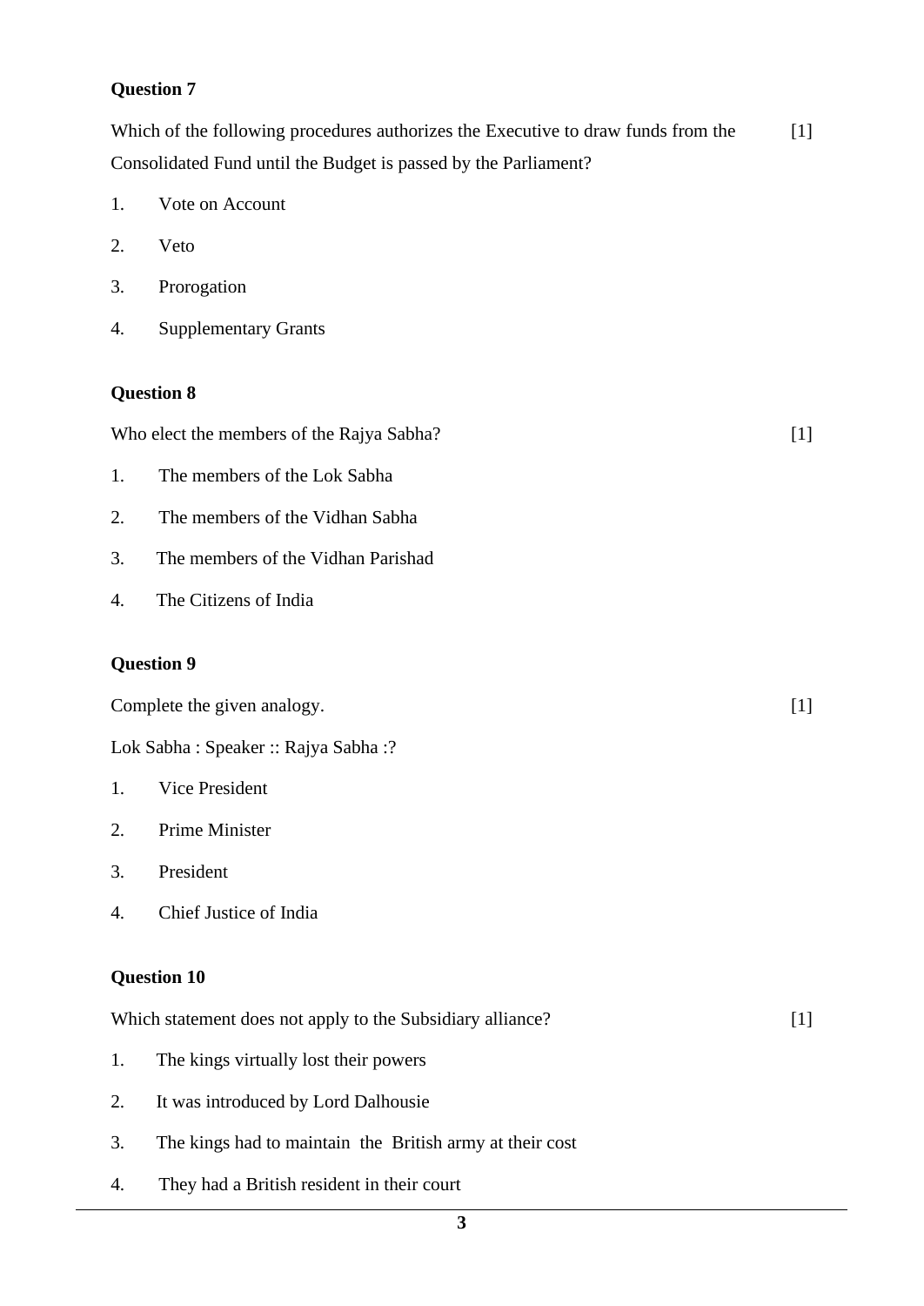**Question 7**

Which of the following procedures authorizes the Executive to draw funds from the Consolidated Fund until the Budget is passed by the Parliament? [1]

1. Vote on Account
2. Veto
3. Prorogation
4. Supplementary Grants

**Question 8**

Who elect the members of the Rajya Sabha? [1]

1. The members of the Lok Sabha
2. The members of the Vidhan Sabha
3. The members of the Vidhan Parishad
4. The Citizens of India

**Question 9**

Complete the given analogy. [1]

Lok Sabha : Speaker :: Rajya Sabha :?

1. Vice President
2. Prime Minister
3. President
4. Chief Justice of India

**Question 10**

Which statement does not apply to the Subsidiary alliance? [1]

1. The kings virtually lost their powers
2. It was introduced by Lord Dalhousie
3. The kings had to maintain the British army at their cost
4. They had a British resident in their court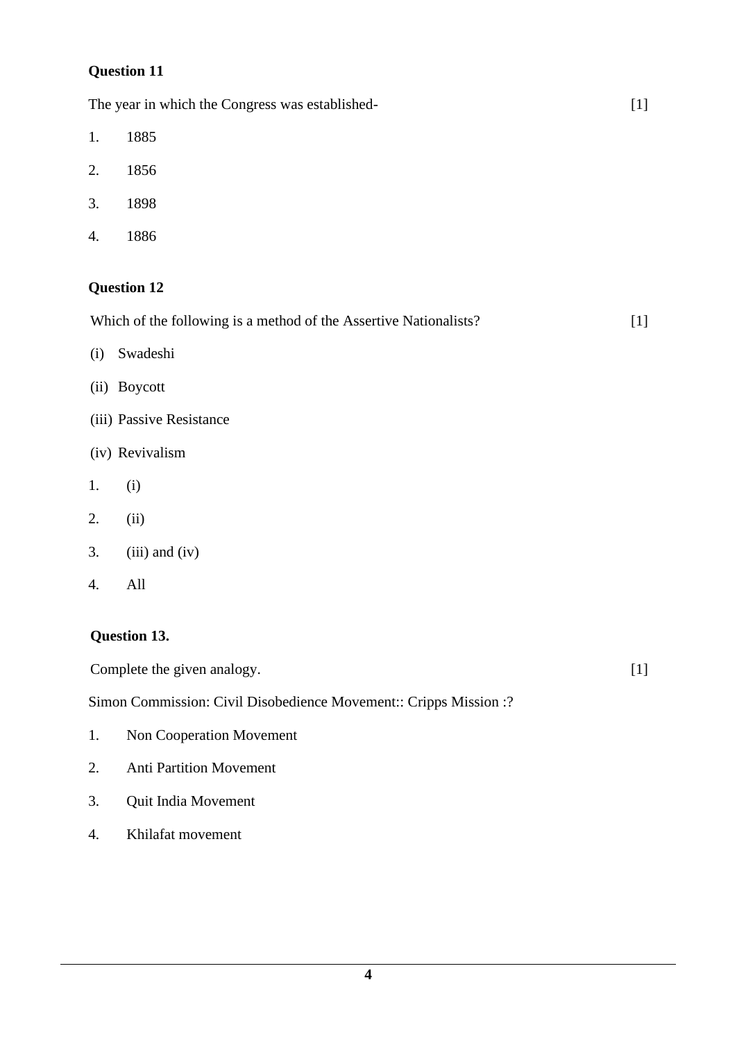**Question 11**

The year in which the Congress was established- [1]

1. 1885
2. 1856
3. 1898
4. 1886

**Question 12**

Which of the following is a method of the Assertive Nationalists? [1]

(i) Swadeshi

(ii) Boycott

(iii) Passive Resistance

(iv) Revivalism

1. (i)
2. (ii)
3. (iii) and (iv)
4. All

**Question 13.**

Complete the given analogy. [1]

Simon Commission: Civil Disobedience Movement:: Cripps Mission :?

1. Non Cooperation Movement
2. Anti Partition Movement
3. Quit India Movement
4. Khilafat movement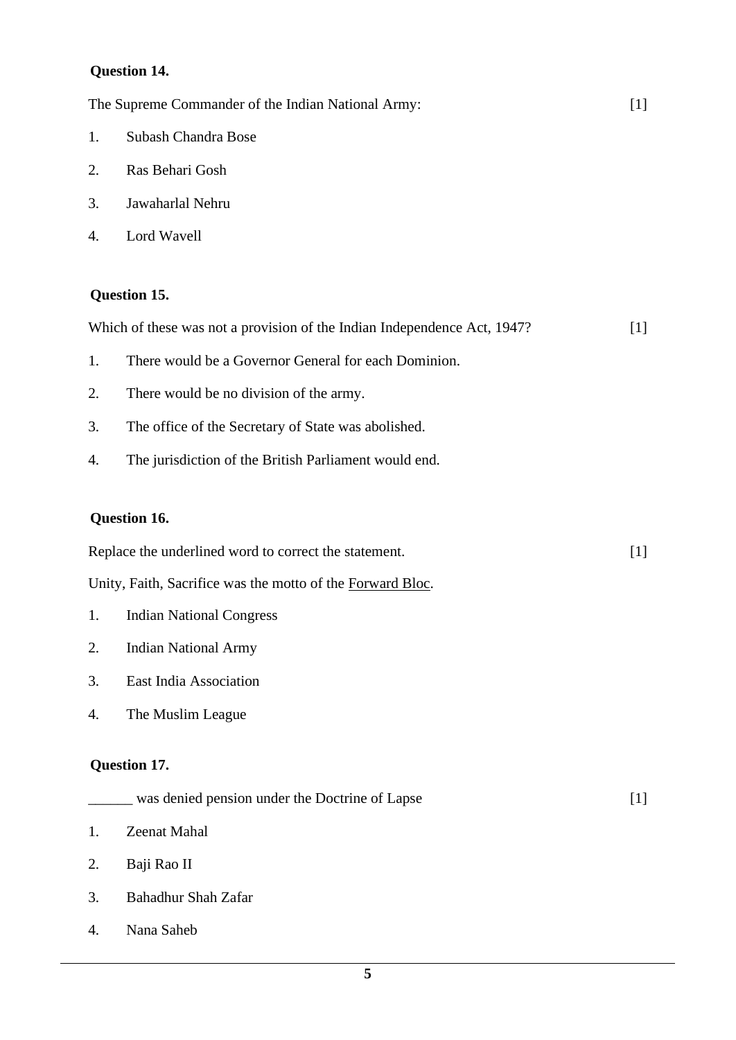**Question 14.**

The Supreme Commander of the Indian National Army: [1]

1. Subash Chandra Bose
2. Ras Behari Gosh
3. Jawaharlal Nehru
4. Lord Wavell

**Question 15.**

Which of these was not a provision of the Indian Independence Act, 1947? [1]

1. There would be a Governor General for each Dominion.
2. There would be no division of the army.
3. The office of the Secretary of State was abolished.
4. The jurisdiction of the British Parliament would end.

**Question 16.**

Replace the underlined word to correct the statement. [1]

Unity, Faith, Sacrifice was the motto of the <u>Forward Bloc</u>.

1. Indian National Congress
2. Indian National Army
3. East India Association
4. The Muslim League

**Question 17.**

______ was denied pension under the Doctrine of Lapse [1]

1. Zeenat Mahal
2. Baji Rao II
3. Bahadhur Shah Zafar
4. Nana Saheb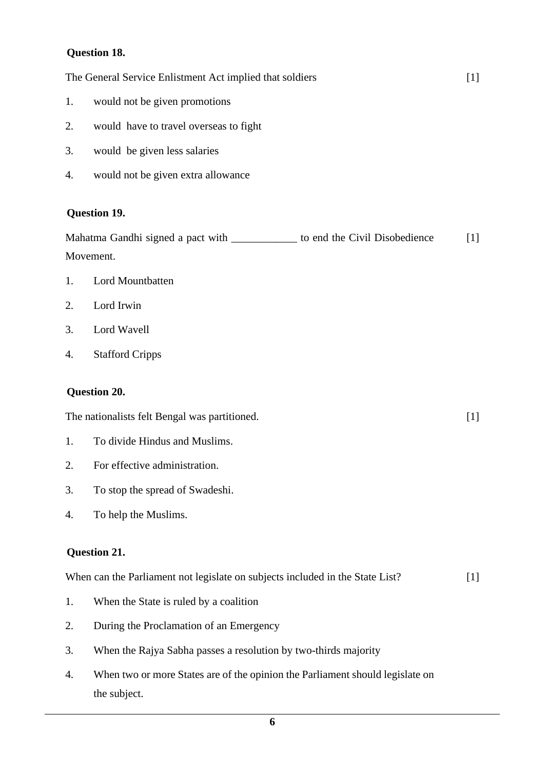**Question 18.**

The General Service Enlistment Act implied that soldiers [1]

1. would not be given promotions
2. would have to travel overseas to fight
3. would be given less salaries
4. would not be given extra allowance

**Question 19.**

Mahatma Gandhi signed a pact with ____________ to end the Civil Disobedience Movement. [1]

1. Lord Mountbatten
2. Lord Irwin
3. Lord Wavell
4. Stafford Cripps

**Question 20.**

The nationalists felt Bengal was partitioned. [1]

1. To divide Hindus and Muslims.
2. For effective administration.
3. To stop the spread of Swadeshi.
4. To help the Muslims.

**Question 21.**

When can the Parliament not legislate on subjects included in the State List? [1]

1. When the State is ruled by a coalition
2. During the Proclamation of an Emergency
3. When the Rajya Sabha passes a resolution by two-thirds majority
4. When two or more States are of the opinion the Parliament should legislate on the subject.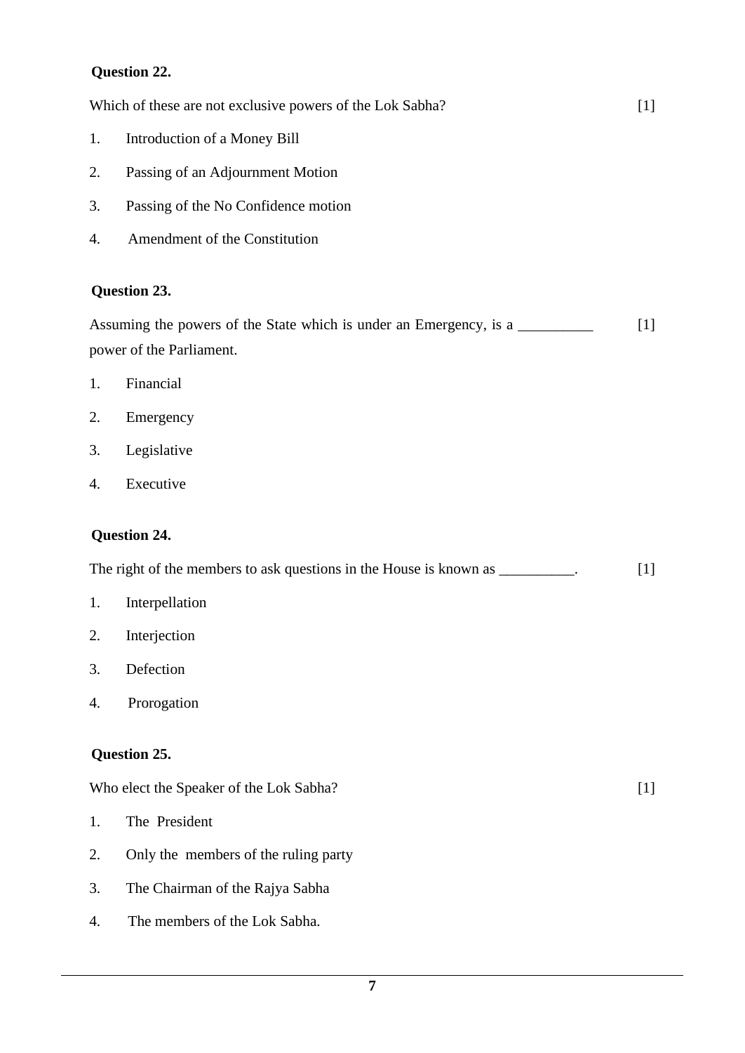**Question 22.**

Which of these are not exclusive powers of the Lok Sabha? [1]

1. Introduction of a Money Bill
2. Passing of an Adjournment Motion
3. Passing of the No Confidence motion
4. Amendment of the Constitution

**Question 23.**

Assuming the powers of the State which is under an Emergency, is a __________ power of the Parliament. [1]

1. Financial
2. Emergency
3. Legislative
4. Executive

**Question 24.**

The right of the members to ask questions in the House is known as __________. [1]

1. Interpellation
2. Interjection
3. Defection
4. Prorogation

**Question 25.**

Who elect the Speaker of the Lok Sabha? [1]

1. The President
2. Only the members of the ruling party
3. The Chairman of the Rajya Sabha
4. The members of the Lok Sabha.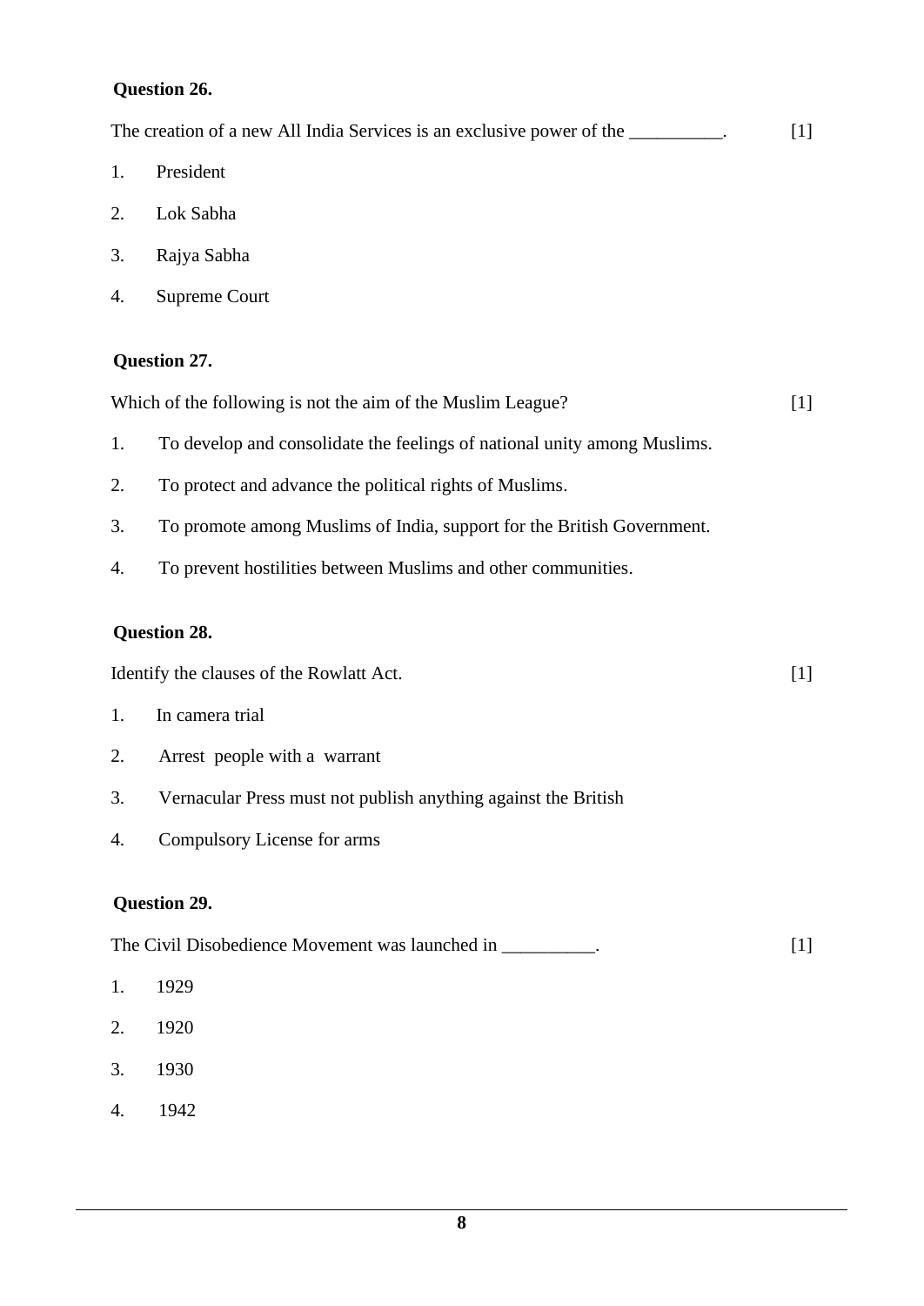**Question 26.**

The creation of a new All India Services is an exclusive power of the __________. [1]

1. President
2. Lok Sabha
3. Rajya Sabha
4. Supreme Court

**Question 27.**

Which of the following is not the aim of the Muslim League? [1]

1. To develop and consolidate the feelings of national unity among Muslims.
2. To protect and advance the political rights of Muslims.
3. To promote among Muslims of India, support for the British Government.
4. To prevent hostilities between Muslims and other communities.

**Question 28.**

Identify the clauses of the Rowlatt Act. [1]

1. In camera trial
2. Arrest people with a warrant
3. Vernacular Press must not publish anything against the British
4. Compulsory License for arms

**Question 29.**

The Civil Disobedience Movement was launched in __________. [1]

1. 1929
2. 1920
3. 1930
4. 1942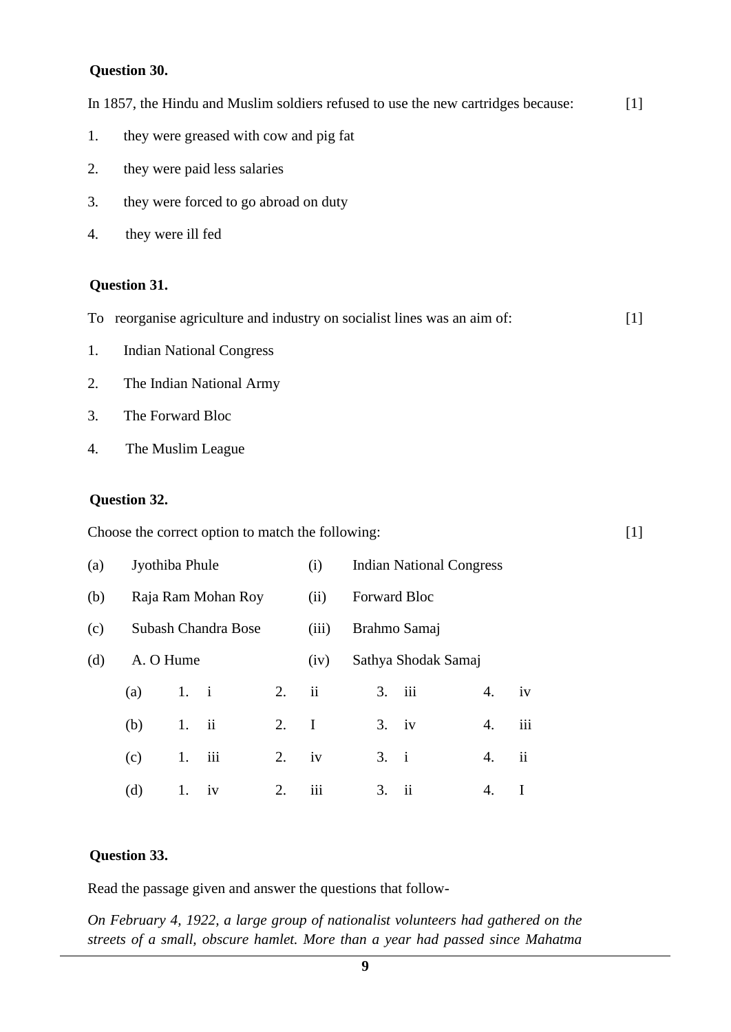**Question 30.**

In 1857, the Hindu and Muslim soldiers refused to use the new cartridges because: [1]

1. they were greased with cow and pig fat
2. they were paid less salaries
3. they were forced to go abroad on duty
4. they were ill fed

**Question 31.**

To reorganise agriculture and industry on socialist lines was an aim of: [1]

1. Indian National Congress
2. The Indian National Army
3. The Forward Bloc
4. The Muslim League

**Question 32.**

Choose the correct option to match the following: [1]

| | | | |
|---|---|---|---|
| (a) | Jyothiba Phule | (i) | Indian National Congress |
| (b) | Raja Ram Mohan Roy | (ii) | Forward Bloc |
| (c) | Subash Chandra Bose | (iii) | Brahmo Samaj |
| (d) | A. O Hume | (iv) | Sathya Shodak Samaj |

| | 1. | 2. | 3. | 4. |
|---|---|---|---|---|
| (a) | i | ii | iii | iv |
| (b) | ii | I | iv | iii |
| (c) | iii | iv | i | ii |
| (d) | iv | iii | ii | I |

**Question 33.**

Read the passage given and answer the questions that follow-

*On February 4, 1922, a large group of nationalist volunteers had gathered on the streets of a small, obscure hamlet. More than a year had passed since Mahatma*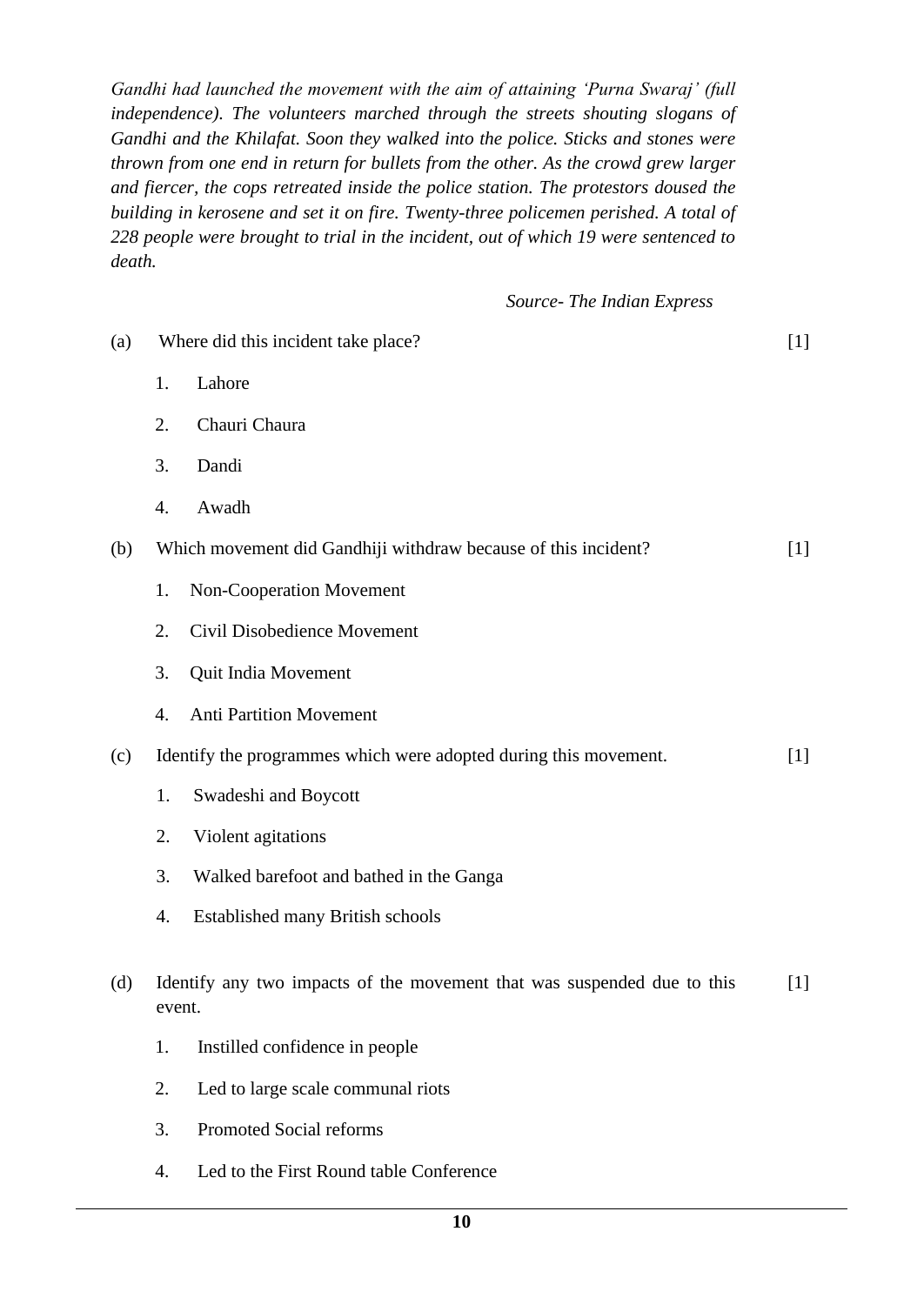*Gandhi had launched the movement with the aim of attaining 'Purna Swaraj' (full independence). The volunteers marched through the streets shouting slogans of Gandhi and the Khilafat. Soon they walked into the police. Sticks and stones were thrown from one end in return for bullets from the other. As the crowd grew larger and fiercer, the cops retreated inside the police station. The protestors doused the building in kerosene and set it on fire. Twenty-three policemen perished. A total of 228 people were brought to trial in the incident, out of which 19 were sentenced to death.*

*Source- The Indian Express*

(a) Where did this incident take place? [1]

1. Lahore
2. Chauri Chaura
3. Dandi
4. Awadh

(b) Which movement did Gandhiji withdraw because of this incident? [1]

1. Non-Cooperation Movement
2. Civil Disobedience Movement
3. Quit India Movement
4. Anti Partition Movement

(c) Identify the programmes which were adopted during this movement. [1]

1. Swadeshi and Boycott
2. Violent agitations
3. Walked barefoot and bathed in the Ganga
4. Established many British schools

(d) Identify any two impacts of the movement that was suspended due to this event. [1]

1. Instilled confidence in people
2. Led to large scale communal riots
3. Promoted Social reforms
4. Led to the First Round table Conference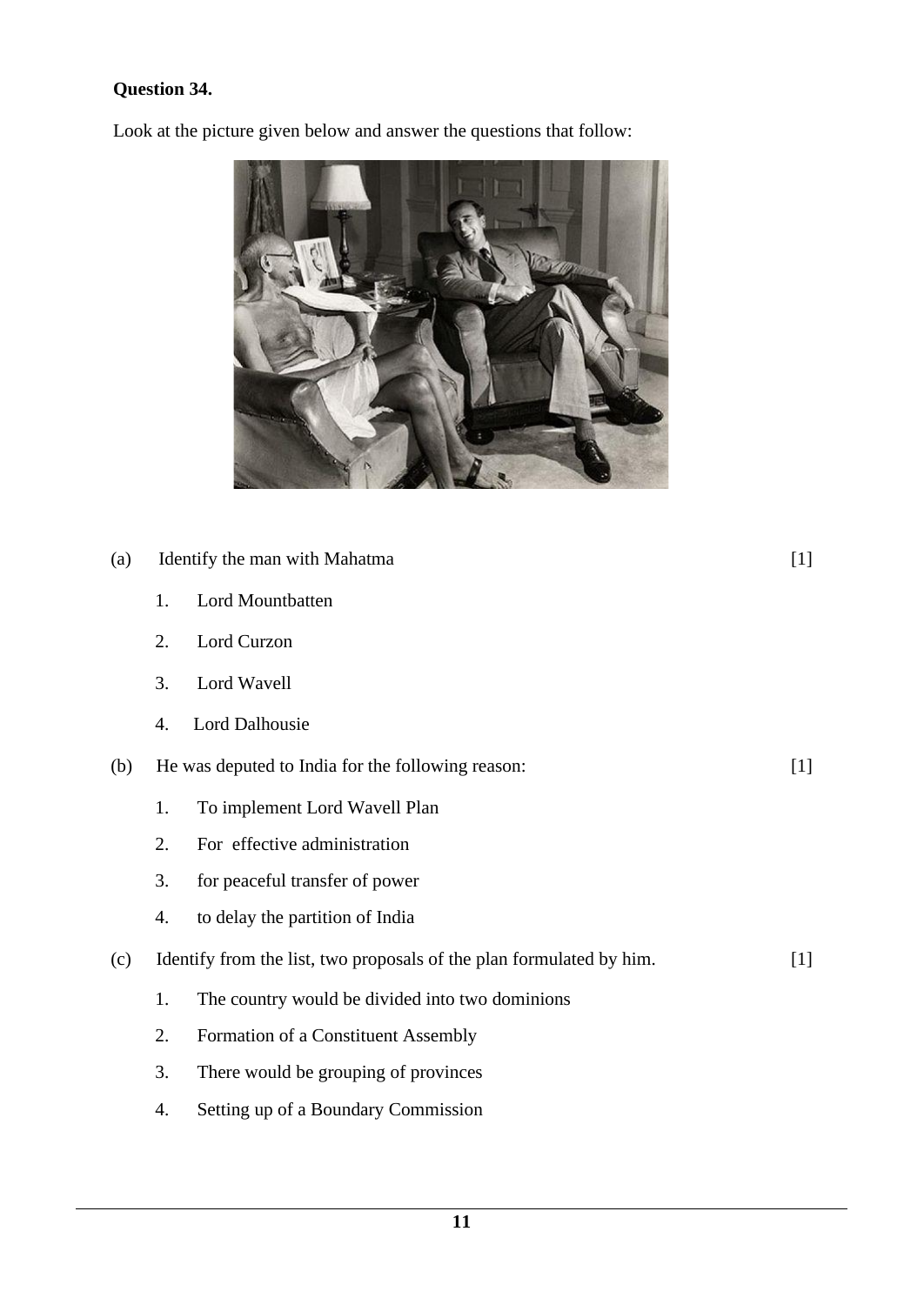**Question 34.**

Look at the picture given below and answer the questions that follow:

(a) Identify the man with Mahatma [1]

1. Lord Mountbatten
2. Lord Curzon
3. Lord Wavell
4. Lord Dalhousie

(b) He was deputed to India for the following reason: [1]

1. To implement Lord Wavell Plan
2. For effective administration
3. for peaceful transfer of power
4. to delay the partition of India

(c) Identify from the list, two proposals of the plan formulated by him. [1]

1. The country would be divided into two dominions
2. Formation of a Constituent Assembly
3. There would be grouping of provinces
4. Setting up of a Boundary Commission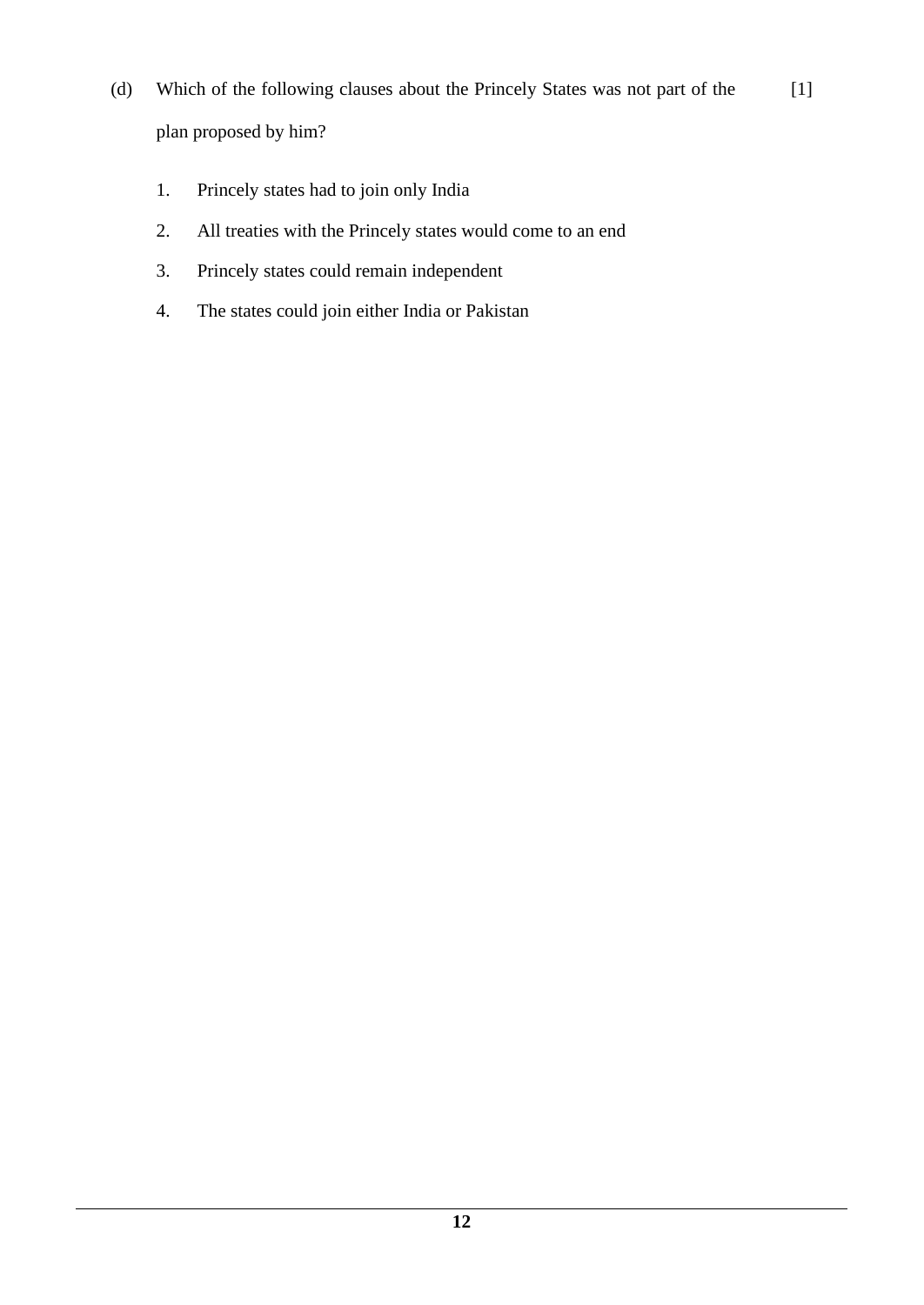(d) Which of the following clauses about the Princely States was not part of the plan proposed by him? [1]

1. Princely states had to join only India
2. All treaties with the Princely states would come to an end
3. Princely states could remain independent
4. The states could join either India or Pakistan